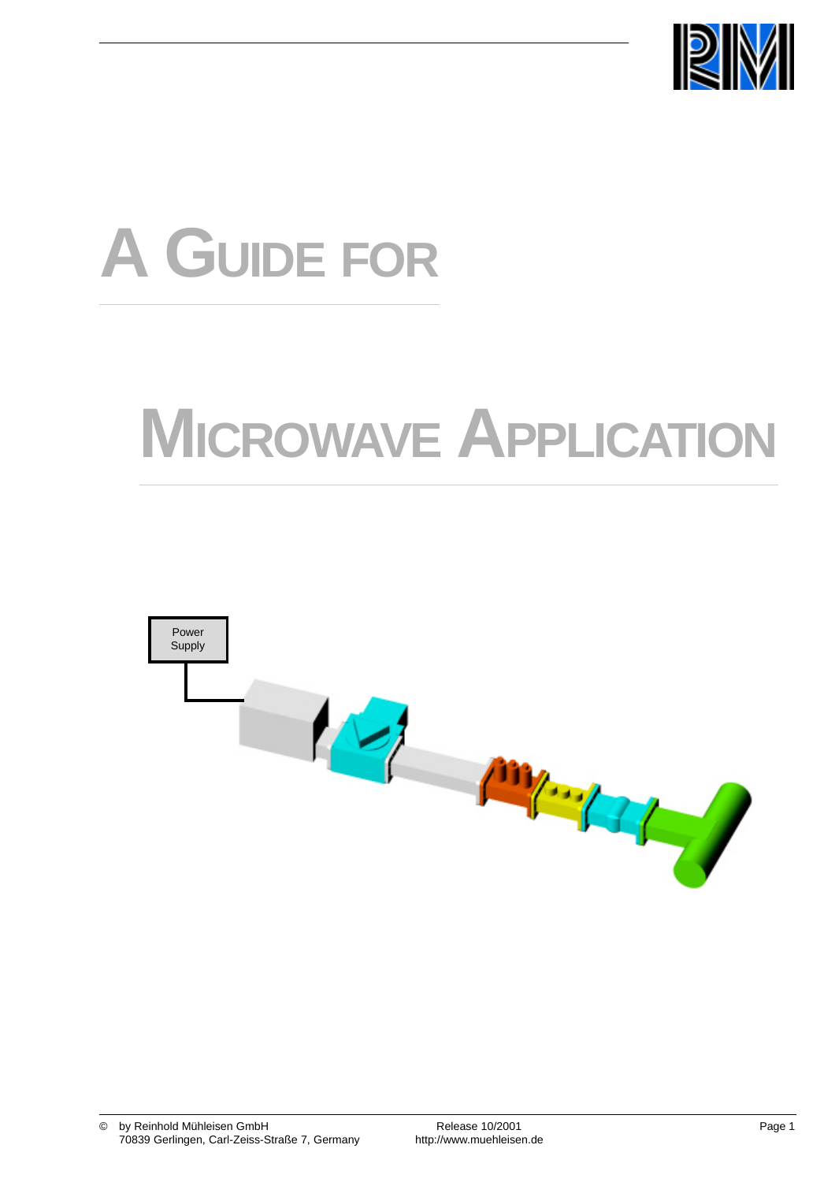# A GUIDE FOR

# MICROWAVE APPLICATION

Power Supply

© by Reinhold Mühleisen GmbH
70839 Gerlingen, Carl-Zeiss-Straße 7, Germany

Release 10/2001
http://www.muehleisen.de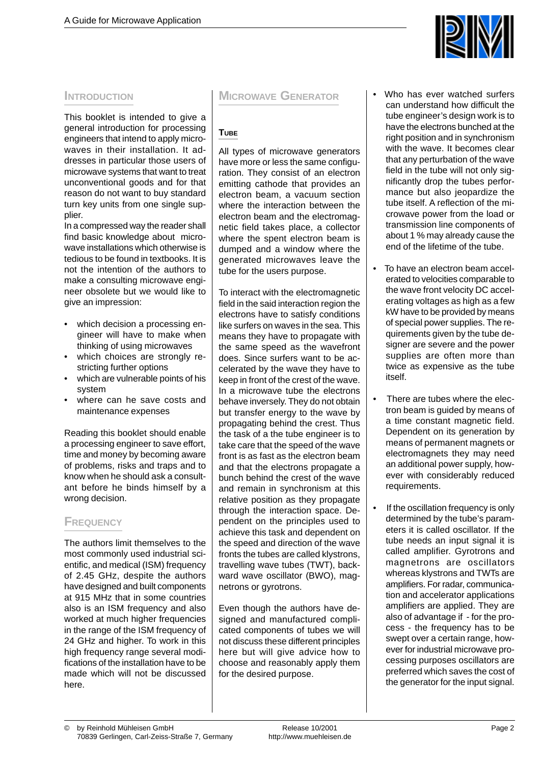## Introduction

This booklet is intended to give a general introduction for processing engineers that intend to apply microwaves in their installation. It addresses in particular those users of microwave systems that want to treat unconventional goods and for that reason do not want to buy standard turn key units from one single supplier.

In a compressed way the reader shall find basic knowledge about microwave installations which otherwise is tedious to be found in textbooks. It is not the intention of the authors to make a consulting microwave engineer obsolete but we would like to give an impression:

- which decision a processing engineer will have to make when thinking of using microwaves
- which choices are strongly restricting further options
- which are vulnerable points of his system
- where can he save costs and maintenance expenses

Reading this booklet should enable a processing engineer to save effort, time and money by becoming aware of problems, risks and traps and to know when he should ask a consultant before he binds himself by a wrong decision.

## Frequency

The authors limit themselves to the most commonly used industrial scientific, and medical (ISM) frequency of 2.45 GHz, despite the authors have designed and built components at 915 MHz that in some countries also is an ISM frequency and also worked at much higher frequencies in the range of the ISM frequency of 24 GHz and higher. To work in this high frequency range several modifications of the installation have to be made which will not be discussed here.

## Microwave Generator

### Tube

All types of microwave generators have more or less the same configuration. They consist of an electron emitting cathode that provides an electron beam, a vacuum section where the interaction between the electron beam and the electromagnetic field takes place, a collector where the spent electron beam is dumped and a window where the generated microwaves leave the tube for the users purpose.

To interact with the electromagnetic field in the said interaction region the electrons have to satisfy conditions like surfers on waves in the sea. This means they have to propagate with the same speed as the wavefront does. Since surfers want to be accelerated by the wave they have to keep in front of the crest of the wave. In a microwave tube the electrons behave inversely. They do not obtain but transfer energy to the wave by propagating behind the crest. Thus the task of a the tube engineer is to take care that the speed of the wave front is as fast as the electron beam and that the electrons propagate a bunch behind the crest of the wave and remain in synchronism at this relative position as they propagate through the interaction space. Dependent on the principles used to achieve this task and dependent on the speed and direction of the wave fronts the tubes are called klystrons, travelling wave tubes (TWT), backward wave oscillator (BWO), magnetrons or gyrotrons.

Even though the authors have designed and manufactured complicated components of tubes we will not discuss these different principles here but will give advice how to choose and reasonably apply them for the desired purpose.

- Who has ever watched surfers can understand how difficult the tube engineer's design work is to have the electrons bunched at the right position and in synchronism with the wave. It becomes clear that any perturbation of the wave field in the tube will not only significantly drop the tubes performance but also jeopardize the tube itself. A reflection of the microwave power from the load or transmission line components of about 1 % may already cause the end of the lifetime of the tube.
- To have an electron beam accelerated to velocities comparable to the wave front velocity DC accelerating voltages as high as a few kW have to be provided by means of special power supplies. The requirements given by the tube designer are severe and the power supplies are often more than twice as expensive as the tube itself.
- There are tubes where the electron beam is guided by means of a time constant magnetic field. Dependent on its generation by means of permanent magnets or electromagnets they may need an additional power supply, however with considerably reduced requirements.
- If the oscillation frequency is only determined by the tube's parameters it is called oscillator. If the tube needs an input signal it is called amplifier. Gyrotrons and magnetrons are oscillators whereas klystrons and TWTs are amplifiers. For radar, communication and accelerator applications amplifiers are applied. They are also of advantage if - for the process - the frequency has to be swept over a certain range, however for industrial microwave processing purposes oscillators are preferred which saves the cost of the generator for the input signal.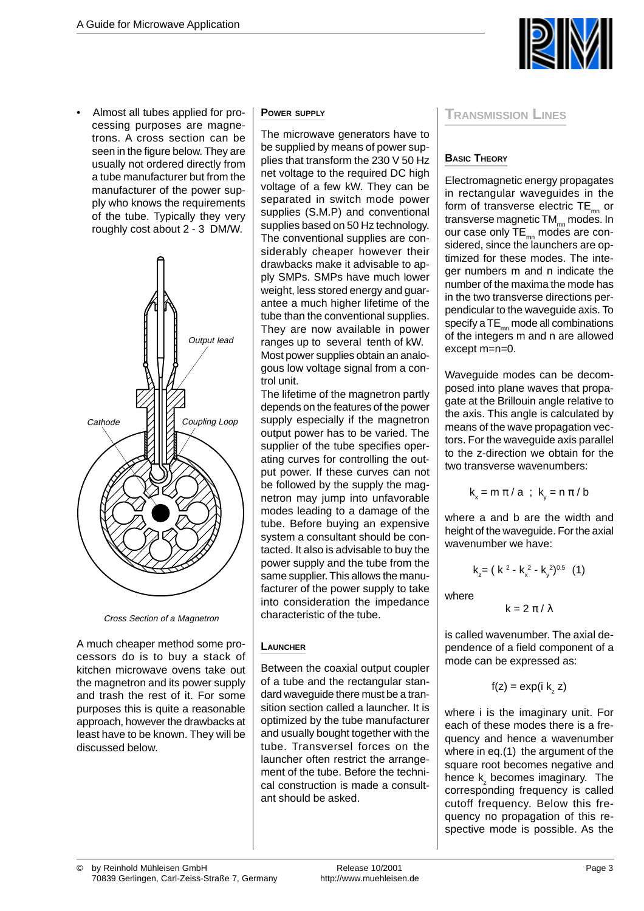- Almost all tubes applied for processing purposes are magnetrons. A cross section can be seen in the figure below. They are usually not ordered directly from a tube manufacturer but from the manufacturer of the power supply who knows the requirements of the tube. Typically they very roughly cost about 2 - 3 DM/W.

*Cross Section of a Magnetron*

A much cheaper method some processors do is to buy a stack of kitchen microwave ovens take out the magnetron and its power supply and trash the rest of it. For some purposes this is quite a reasonable approach, however the drawbacks at least have to be known. They will be discussed below.

### Power supply

The microwave generators have to be supplied by means of power supplies that transform the 230 V 50 Hz net voltage to the required DC high voltage of a few kW. They can be separated in switch mode power supplies (S.M.P) and conventional supplies based on 50 Hz technology. The conventional supplies are considerably cheaper however their drawbacks make it advisable to apply SMPs. SMPs have much lower weight, less stored energy and guarantee a much higher lifetime of the tube than the conventional supplies. They are now available in power ranges up to several tenth of kW.
Most power supplies obtain an analogous low voltage signal from a control unit.
The lifetime of the magnetron partly depends on the features of the power supply especially if the magnetron output power has to be varied. The supplier of the tube specifies operating curves for controlling the output power. If these curves can not be followed by the supply the magnetron may jump into unfavorable modes leading to a damage of the tube. Before buying an expensive system a consultant should be contacted. It also is advisable to buy the power supply and the tube from the same supplier. This allows the manufacturer of the power supply to take into consideration the impedance characteristic of the tube.

### Launcher

Between the coaxial output coupler of a tube and the rectangular standard waveguide there must be a transition section called a launcher. It is optimized by the tube manufacturer and usually bought together with the tube. Transversel forces on the launcher often restrict the arrangement of the tube. Before the technical construction is made a consultant should be asked.

## Transmission Lines

### Basic Theory

Electromagnetic energy propagates in rectangular waveguides in the form of transverse electric $TE_{mn}$ or transverse magnetic $TM_{mn}$ modes. In our case only $TE_{mn}$ modes are considered, since the launchers are optimized for these modes. The integer numbers m and n indicate the number of the maxima the mode has in the two transverse directions perpendicular to the waveguide axis. To specify a $TE_{mn}$ mode all combinations of the integers m and n are allowed except m=n=0.

Waveguide modes can be decomposed into plane waves that propagate at the Brillouin angle relative to the axis. This angle is calculated by means of the wave propagation vectors. For the waveguide axis parallel to the z-direction we obtain for the two transverse wavenumbers:

$$k_x = m\,\pi / a \;\; ; \;\; k_y = n\,\pi / b$$

where a and b are the width and height of the waveguide. For the axial wavenumber we have:

$$k_z = (\,k^2 - k_x^2 - k_y^2)^{0.5} \quad (1)$$

where

$$k = 2\,\pi / \lambda$$

is called wavenumber. The axial dependence of a field component of a mode can be expressed as:

$$f(z) = \exp(i\,k_z\,z)$$

where i is the imaginary unit. For each of these modes there is a frequency and hence a wavenumber where in eq.(1) the argument of the square root becomes negative and hence $k_z$ becomes imaginary. The corresponding frequency is called cutoff frequency. Below this frequency no propagation of this respective mode is possible. As the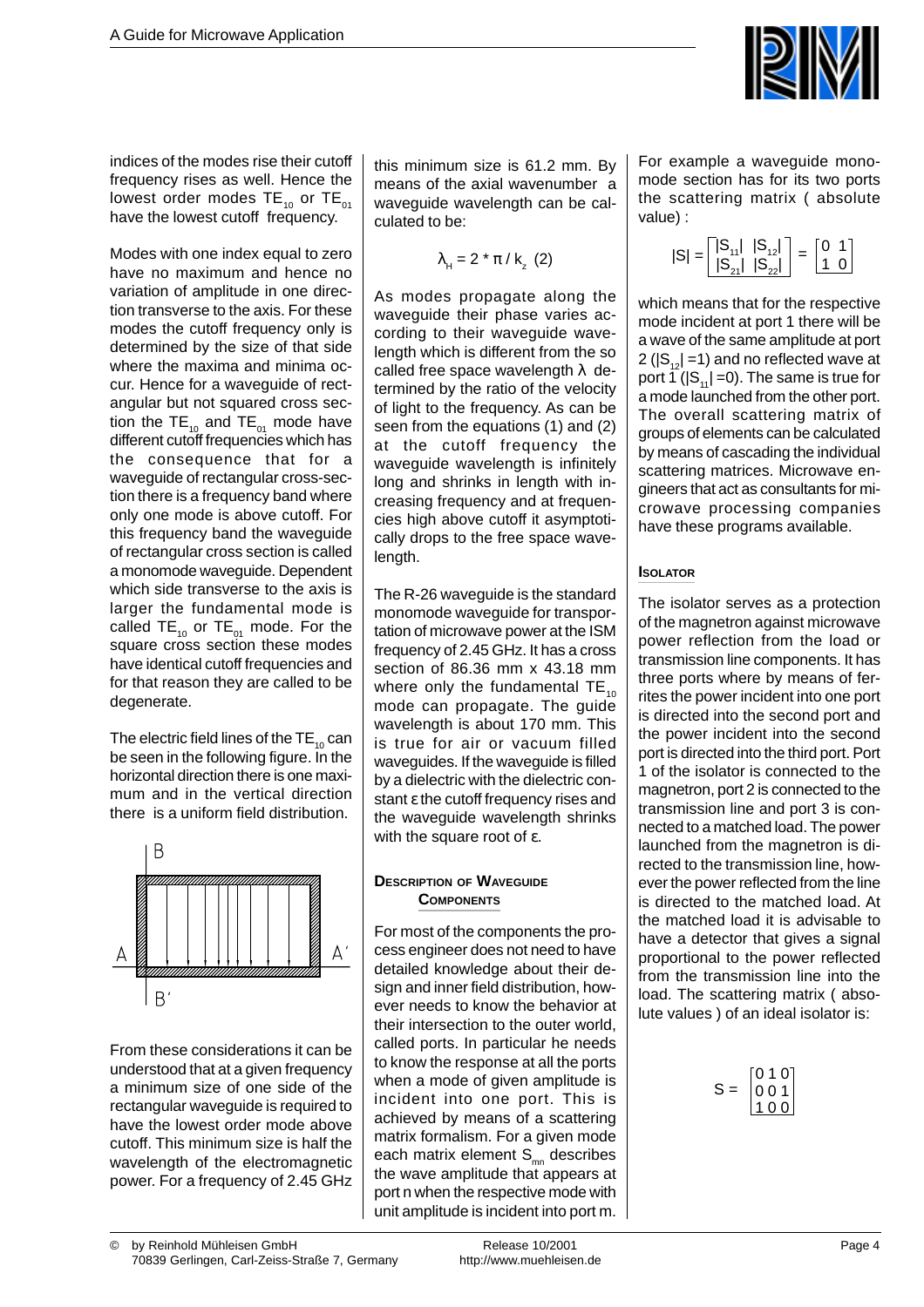indices of the modes rise their cutoff frequency rises as well. Hence the lowest order modes $TE_{10}$ or $TE_{01}$ have the lowest cutoff frequency.

Modes with one index equal to zero have no maximum and hence no variation of amplitude in one direction transverse to the axis. For these modes the cutoff frequency only is determined by the size of that side where the maxima and minima occur. Hence for a waveguide of rectangular but not squared cross section the $TE_{10}$ and $TE_{01}$ mode have different cutoff frequencies which has the consequence that for a waveguide of rectangular cross-section there is a frequency band where only one mode is above cutoff. For this frequency band the waveguide of rectangular cross section is called a monomode waveguide. Dependent which side transverse to the axis is larger the fundamental mode is called $TE_{10}$ or $TE_{01}$ mode. For the square cross section these modes have identical cutoff frequencies and for that reason they are called to be degenerate.

The electric field lines of the $TE_{10}$ can be seen in the following figure. In the horizontal direction there is one maximum and in the vertical direction there is a uniform field distribution.

From these considerations it can be understood that at a given frequency a minimum size of one side of the rectangular waveguide is required to have the lowest order mode above cutoff. This minimum size is half the wavelength of the electromagnetic power. For a frequency of 2.45 GHz this minimum size is 61.2 mm. By means of the axial wavenumber a waveguide wavelength can be calculated to be:

$$\lambda_H = 2 * \pi / k_z \quad (2)$$

As modes propagate along the waveguide their phase varies according to their waveguide wavelength which is different from the so called free space wavelength $\lambda$ determined by the ratio of the velocity of light to the frequency. As can be seen from the equations (1) and (2) at the cutoff frequency the waveguide wavelength is infinitely long and shrinks in length with increasing frequency and at frequencies high above cutoff it asymptotically drops to the free space wavelength.

The R-26 waveguide is the standard monomode waveguide for transportation of microwave power at the ISM frequency of 2.45 GHz. It has a cross section of 86.36 mm x 43.18 mm where only the fundamental $TE_{10}$ mode can propagate. The guide wavelength is about 170 mm. This is true for air or vacuum filled waveguides. If the waveguide is filled by a dielectric with the dielectric constant $\varepsilon$ the cutoff frequency rises and the waveguide wavelength shrinks with the square root of $\varepsilon$.

## Description of Waveguide Components

For most of the components the process engineer does not need to have detailed knowledge about their design and inner field distribution, however needs to know the behavior at their intersection to the outer world, called ports. In particular he needs to know the response at all the ports when a mode of given amplitude is incident into one port. This is achieved by means of a scattering matrix formalism. For a given mode each matrix element $S_{mn}$ describes the wave amplitude that appears at port n when the respective mode with unit amplitude is incident into port m.

For example a waveguide monomode section has for its two ports the scattering matrix ( absolute value) :

$$|S| = \begin{bmatrix} |S_{11}| & |S_{12}| \\ |S_{21}| & |S_{22}| \end{bmatrix} = \begin{bmatrix} 0 & 1 \\ 1 & 0 \end{bmatrix}$$

which means that for the respective mode incident at port 1 there will be a wave of the same amplitude at port 2 ($|S_{12}| = 1$) and no reflected wave at port 1 ($|S_{11}| = 0$). The same is true for a mode launched from the other port. The overall scattering matrix of groups of elements can be calculated by means of cascading the individual scattering matrices. Microwave engineers that act as consultants for microwave processing companies have these programs available.

## Isolator

The isolator serves as a protection of the magnetron against microwave power reflection from the load or transmission line components. It has three ports where by means of ferrites the power incident into one port is directed into the second port and the power incident into the second port is directed into the third port. Port 1 of the isolator is connected to the magnetron, port 2 is connected to the transmission line and port 3 is connected to a matched load. The power launched from the magnetron is directed to the transmission line, however the power reflected from the line is directed to the matched load. At the matched load it is advisable to have a detector that gives a signal proportional to the power reflected from the transmission line into the load. The scattering matrix ( absolute values ) of an ideal isolator is:

$$S = \begin{bmatrix} 0 & 1 & 0 \\ 0 & 0 & 1 \\ 1 & 0 & 0 \end{bmatrix}$$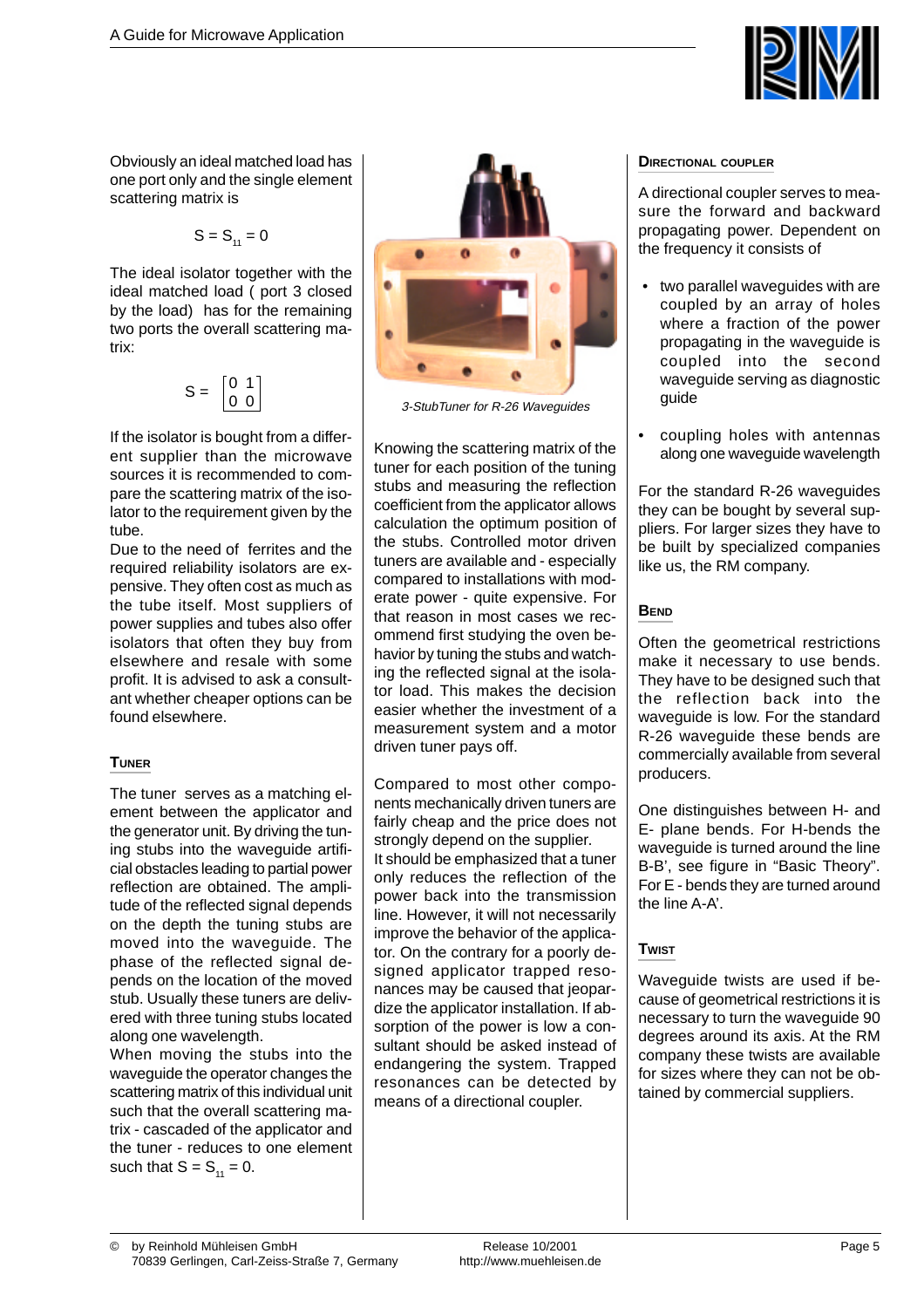Obviously an ideal matched load has one port only and the single element scattering matrix is

$$S = S_{11} = 0$$

The ideal isolator together with the ideal matched load ( port 3 closed by the load) has for the remaining two ports the overall scattering matrix:

$$S = \begin{bmatrix} 0 & 1 \\ 0 & 0 \end{bmatrix}$$

If the isolator is bought from a different supplier than the microwave sources it is recommended to compare the scattering matrix of the isolator to the requirement given by the tube.

Due to the need of ferrites and the required reliability isolators are expensive. They often cost as much as the tube itself. Most suppliers of power supplies and tubes also offer isolators that often they buy from elsewhere and resale with some profit. It is advised to ask a consultant whether cheaper options can be found elsewhere.

## Tuner

The tuner serves as a matching element between the applicator and the generator unit. By driving the tuning stubs into the waveguide artificial obstacles leading to partial power reflection are obtained. The amplitude of the reflected signal depends on the depth the tuning stubs are moved into the waveguide. The phase of the reflected signal depends on the location of the moved stub. Usually these tuners are delivered with three tuning stubs located along one wavelength.

When moving the stubs into the waveguide the operator changes the scattering matrix of this individual unit such that the overall scattering matrix - cascaded of the applicator and the tuner - reduces to one element such that $S = S_{11} = 0$.

*3-StubTuner for R-26 Waveguides*

Knowing the scattering matrix of the tuner for each position of the tuning stubs and measuring the reflection coefficient from the applicator allows calculation the optimum position of the stubs. Controlled motor driven tuners are available and - especially compared to installations with moderate power - quite expensive. For that reason in most cases we recommend first studying the oven behavior by tuning the stubs and watching the reflected signal at the isolator load. This makes the decision easier whether the investment of a measurement system and a motor driven tuner pays off.

Compared to most other components mechanically driven tuners are fairly cheap and the price does not strongly depend on the supplier.

It should be emphasized that a tuner only reduces the reflection of the power back into the transmission line. However, it will not necessarily improve the behavior of the applicator. On the contrary for a poorly designed applicator trapped resonances may be caused that jeopardize the applicator installation. If absorption of the power is low a consultant should be asked instead of endangering the system. Trapped resonances can be detected by means of a directional coupler.

## Directional coupler

A directional coupler serves to measure the forward and backward propagating power. Dependent on the frequency it consists of

- two parallel waveguides with are coupled by an array of holes where a fraction of the power propagating in the waveguide is coupled into the second waveguide serving as diagnostic guide
- coupling holes with antennas along one waveguide wavelength

For the standard R-26 waveguides they can be bought by several suppliers. For larger sizes they have to be built by specialized companies like us, the RM company.

## Bend

Often the geometrical restrictions make it necessary to use bends. They have to be designed such that the reflection back into the waveguide is low. For the standard R-26 waveguide these bends are commercially available from several producers.

One distinguishes between H- and E- plane bends. For H-bends the waveguide is turned around the line B-B', see figure in “Basic Theory”. For E - bends they are turned around the line A-A'.

## Twist

Waveguide twists are used if because of geometrical restrictions it is necessary to turn the waveguide 90 degrees around its axis. At the RM company these twists are available for sizes where they can not be obtained by commercial suppliers.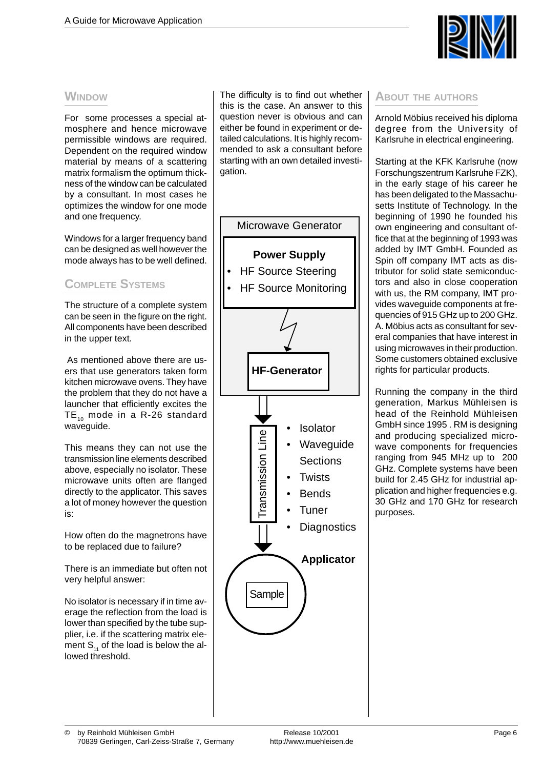## Window

For some processes a special atmosphere and hence microwave permissible windows are required. Dependent on the required window material by means of a scattering matrix formalism the optimum thickness of the window can be calculated by a consultant. In most cases he optimizes the window for one mode and one frequency.

Windows for a larger frequency band can be designed as well however the mode always has to be well defined.

## Complete Systems

The structure of a complete system can be seen in the figure on the right. All components have been described in the upper text.

As mentioned above there are users that use generators taken form kitchen microwave ovens. They have the problem that they do not have a launcher that efficiently excites the $TE_{10}$ mode in a R-26 standard waveguide.

This means they can not use the transmission line elements described above, especially no isolator. These microwave units often are flanged directly to the applicator. This saves a lot of money however the question is:

How often do the magnetrons have to be replaced due to failure?

There is an immediate but often not very helpful answer:

No isolator is necessary if in time average the reflection from the load is lower than specified by the tube supplier, i.e. if the scattering matrix element $S_{11}$ of the load is below the allowed threshold.

The difficulty is to find out whether this is the case. An answer to this question never is obvious and can either be found in experiment or detailed calculations. It is highly recommended to ask a consultant before starting with an own detailed investigation.

Microwave Generator

**Power Supply**

- HF Source Steering
- HF Source Monitoring

**HF-Generator**

Transmission Line

- Isolator
- Waveguide Sections
- Twists
- Bends
- Tuner
- Diagnostics

**Applicator**

Sample

## About the Authors

Arnold Möbius received his diploma degree from the University of Karlsruhe in electrical engineering.

Starting at the KFK Karlsruhe (now Forschungszentrum Karlsruhe FZK), in the early stage of his career he has been deligated to the Massachusetts Institute of Technology. In the beginning of 1990 he founded his own engineering and consultant office that at the beginning of 1993 was added by IMT GmbH. Founded as Spin off company IMT acts as distributor for solid state semiconductors and also in close cooperation with us, the RM company, IMT provides waveguide components at frequencies of 915 GHz up to 200 GHz. A. Möbius acts as consultant for several companies that have interest in using microwaves in their production. Some customers obtained exclusive rights for particular products.

Running the company in the third generation, Markus Mühleisen is head of the Reinhold Mühleisen GmbH since 1995 . RM is designing and producing specialized microwave components for frequencies ranging from 945 MHz up to 200 GHz. Complete systems have been build for 2.45 GHz for industrial application and higher frequencies e.g. 30 GHz and 170 GHz for research purposes.